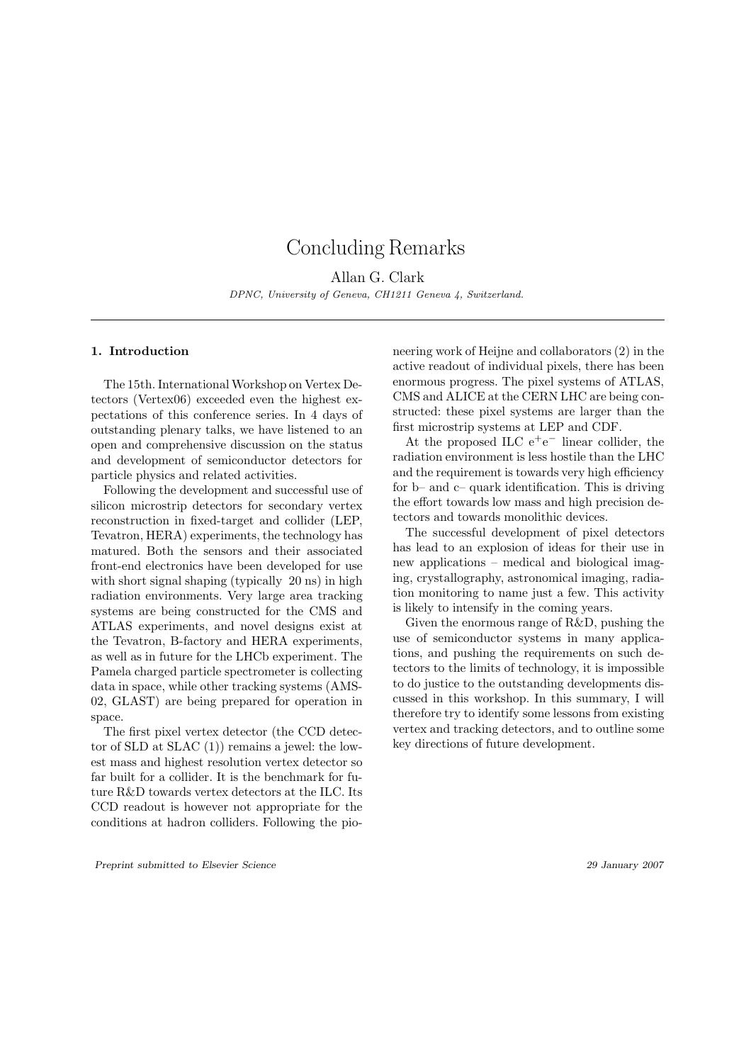# Concluding Remarks

Allan G. Clark

*DPNC, University of Geneva, CH1211 Geneva 4, Switzerland.*

---

## 1. Introduction

The 15th. International Workshop on Vertex Detectors (Vertex06) exceeded even the highest expectations of this conference series. In 4 days of outstanding plenary talks, we have listened to an open and comprehensive discussion on the status and development of semiconductor detectors for particle physics and related activities.

Following the development and successful use of silicon microstrip detectors for secondary vertex reconstruction in fixed-target and collider (LEP, Tevatron, HERA) experiments, the technology has matured. Both the sensors and their associated front-end electronics have been developed for use with short signal shaping (typically 20 ns) in high radiation environments. Very large area tracking systems are being constructed for the CMS and ATLAS experiments, and novel designs exist at the Tevatron, B-factory and HERA experiments, as well as in future for the LHCb experiment. The Pamela charged particle spectrometer is collecting data in space, while other tracking systems (AMS-02, GLAST) are being prepared for operation in space.

The first pixel vertex detector (the CCD detector of SLD at SLAC (1)) remains a jewel: the lowest mass and highest resolution vertex detector so far built for a collider. It is the benchmark for future R&D towards vertex detectors at the ILC. Its CCD readout is however not appropriate for the conditions at hadron colliders. Following the pioneering work of Heijne and collaborators (2) in the active readout of individual pixels, there has been enormous progress. The pixel systems of ATLAS, CMS and ALICE at the CERN LHC are being constructed: these pixel systems are larger than the first microstrip systems at LEP and CDF.

At the proposed ILC $e^+e^-$ linear collider, the radiation environment is less hostile than the LHC and the requirement is towards very high efficiency for b– and c– quark identification. This is driving the effort towards low mass and high precision detectors and towards monolithic devices.

The successful development of pixel detectors has lead to an explosion of ideas for their use in new applications – medical and biological imaging, crystallography, astronomical imaging, radiation monitoring to name just a few. This activity is likely to intensify in the coming years.

Given the enormous range of R&D, pushing the use of semiconductor systems in many applications, and pushing the requirements on such detectors to the limits of technology, it is impossible to do justice to the outstanding developments discussed in this workshop. In this summary, I will therefore try to identify some lessons from existing vertex and tracking detectors, and to outline some key directions of future development.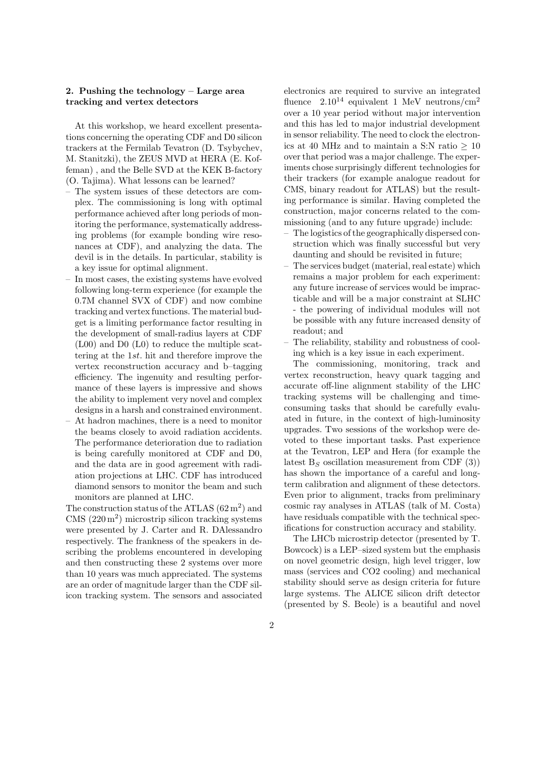## 2. Pushing the technology – Large area tracking and vertex detectors

At this workshop, we heard excellent presentations concerning the operating CDF and D0 silicon trackers at the Fermilab Tevatron (D. Tsybychev, M. Stanitzki), the ZEUS MVD at HERA (E. Koffeman) , and the Belle SVD at the KEK B-factory (O. Tajima). What lessons can be learned?

- The system issues of these detectors are complex. The commissioning is long with optimal performance achieved after long periods of monitoring the performance, systematically addressing problems (for example bonding wire resonances at CDF), and analyzing the data. The devil is in the details. In particular, stability is a key issue for optimal alignment.
- In most cases, the existing systems have evolved following long-term experience (for example the 0.7M channel SVX of CDF) and now combine tracking and vertex functions. The material budget is a limiting performance factor resulting in the development of small-radius layers at CDF (L00) and D0 (L0) to reduce the multiple scattering at the 1*st*. hit and therefore improve the vertex reconstruction accuracy and b–tagging efficiency. The ingenuity and resulting performance of these layers is impressive and shows the ability to implement very novel and complex designs in a harsh and constrained environment.
- At hadron machines, there is a need to monitor the beams closely to avoid radiation accidents. The performance deterioration due to radiation is being carefully monitored at CDF and D0, and the data are in good agreement with radiation projections at LHC. CDF has introduced diamond sensors to monitor the beam and such monitors are planned at LHC.

The construction status of the ATLAS ($62\,\mathrm{m}^2$) and CMS ($220\,\mathrm{m}^2$) microstrip silicon tracking systems were presented by J. Carter and R. DAlessandro respectively. The frankness of the speakers in describing the problems encountered in developing and then constructing these 2 systems over more than 10 years was much appreciated. The systems are an order of magnitude larger than the CDF silicon tracking system. The sensors and associated electronics are required to survive an integrated fluence $2.10^{14}$ equivalent 1 MeV neutrons/cm$^2$ over a 10 year period without major intervention and this has led to major industrial development in sensor reliability. The need to clock the electronics at 40 MHz and to maintain a S:N ratio $\geq 10$ over that period was a major challenge. The experiments chose surprisingly different technologies for their trackers (for example analogue readout for CMS, binary readout for ATLAS) but the resulting performance is similar. Having completed the construction, major concerns related to the commissioning (and to any future upgrade) include:

- The logistics of the geographically dispersed construction which was finally successful but very daunting and should be revisited in future;
- The services budget (material, real estate) which remains a major problem for each experiment: any future increase of services would be impracticable and will be a major constraint at SLHC - the powering of individual modules will not be possible with any future increased density of readout; and
- The reliability, stability and robustness of cooling which is a key issue in each experiment.

The commissioning, monitoring, track and vertex reconstruction, heavy quark tagging and accurate off-line alignment stability of the LHC tracking systems will be challenging and time-consuming tasks that should be carefully evaluated in future, in the context of high-luminosity upgrades. Two sessions of the workshop were devoted to these important tasks. Past experience at the Tevatron, LEP and Hera (for example the latest $\mathrm{B}_S$ oscillation measurement from CDF (3)) has shown the importance of a careful and long-term calibration and alignment of these detectors. Even prior to alignment, tracks from preliminary cosmic ray analyses in ATLAS (talk of M. Costa) have residuals compatible with the technical specifications for construction accuracy and stability.

The LHCb microstrip detector (presented by T. Bowcock) is a LEP–sized system but the emphasis on novel geometric design, high level trigger, low mass (services and CO2 cooling) and mechanical stability should serve as design criteria for future large systems. The ALICE silicon drift detector (presented by S. Beole) is a beautiful and novel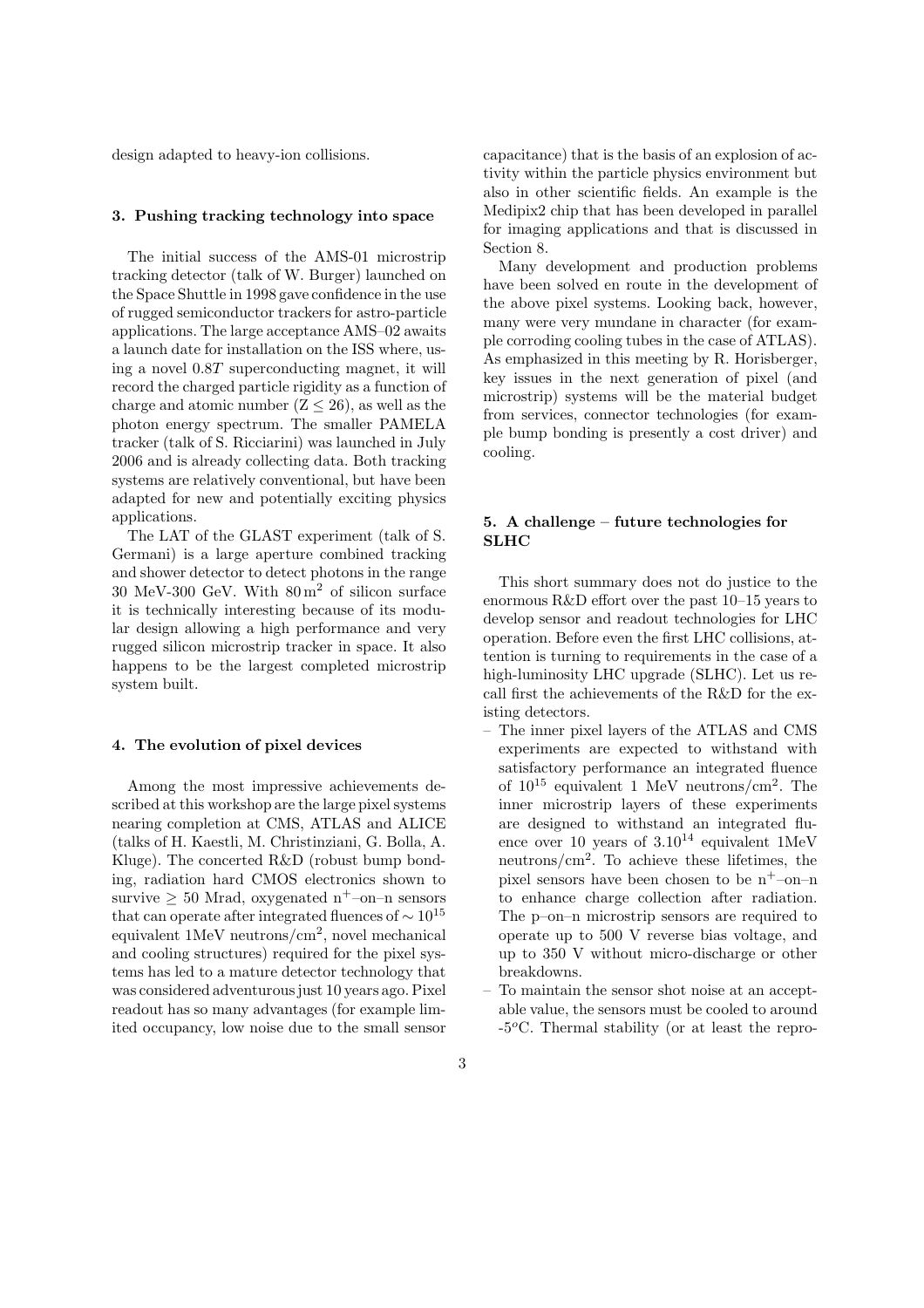design adapted to heavy-ion collisions.

## 3. Pushing tracking technology into space

The initial success of the AMS-01 microstrip tracking detector (talk of W. Burger) launched on the Space Shuttle in 1998 gave confidence in the use of rugged semiconductor trackers for astro-particle applications. The large acceptance AMS–02 awaits a launch date for installation on the ISS where, using a novel $0.8T$ superconducting magnet, it will record the charged particle rigidity as a function of charge and atomic number ($Z \leq 26$), as well as the photon energy spectrum. The smaller PAMELA tracker (talk of S. Ricciarini) was launched in July 2006 and is already collecting data. Both tracking systems are relatively conventional, but have been adapted for new and potentially exciting physics applications.

The LAT of the GLAST experiment (talk of S. Germani) is a large aperture combined tracking and shower detector to detect photons in the range 30 MeV-300 GeV. With $80\,\text{m}^2$ of silicon surface it is technically interesting because of its modular design allowing a high performance and very rugged silicon microstrip tracker in space. It also happens to be the largest completed microstrip system built.

## 4. The evolution of pixel devices

Among the most impressive achievements described at this workshop are the large pixel systems nearing completion at CMS, ATLAS and ALICE (talks of H. Kaestli, M. Christinziani, G. Bolla, A. Kluge). The concerted R&D (robust bump bonding, radiation hard CMOS electronics shown to survive $\geq 50$ Mrad, oxygenated $n^+$–on–n sensors that can operate after integrated fluences of $\sim 10^{15}$ equivalent 1MeV neutrons/cm$^2$, novel mechanical and cooling structures) required for the pixel systems has led to a mature detector technology that was considered adventurous just 10 years ago. Pixel readout has so many advantages (for example limited occupancy, low noise due to the small sensor capacitance) that is the basis of an explosion of activity within the particle physics environment but also in other scientific fields. An example is the Medipix2 chip that has been developed in parallel for imaging applications and that is discussed in Section 8.

Many development and production problems have been solved en route in the development of the above pixel systems. Looking back, however, many were very mundane in character (for example corroding cooling tubes in the case of ATLAS). As emphasized in this meeting by R. Horisberger, key issues in the next generation of pixel (and microstrip) systems will be the material budget from services, connector technologies (for example bump bonding is presently a cost driver) and cooling.

## 5. A challenge – future technologies for SLHC

This short summary does not do justice to the enormous R&D effort over the past 10–15 years to develop sensor and readout technologies for LHC operation. Before even the first LHC collisions, attention is turning to requirements in the case of a high-luminosity LHC upgrade (SLHC). Let us recall first the achievements of the R&D for the existing detectors.

- The inner pixel layers of the ATLAS and CMS experiments are expected to withstand with satisfactory performance an integrated fluence of $10^{15}$ equivalent 1 MeV neutrons/cm$^2$. The inner microstrip layers of these experiments are designed to withstand an integrated fluence over 10 years of $3.10^{14}$ equivalent 1MeV neutrons/cm$^2$. To achieve these lifetimes, the pixel sensors have been chosen to be $n^+$–on–n to enhance charge collection after radiation. The p–on–n microstrip sensors are required to operate up to 500 V reverse bias voltage, and up to 350 V without micro-discharge or other breakdowns.
- To maintain the sensor shot noise at an acceptable value, the sensors must be cooled to around -5$^o$C. Thermal stability (or at least the repro-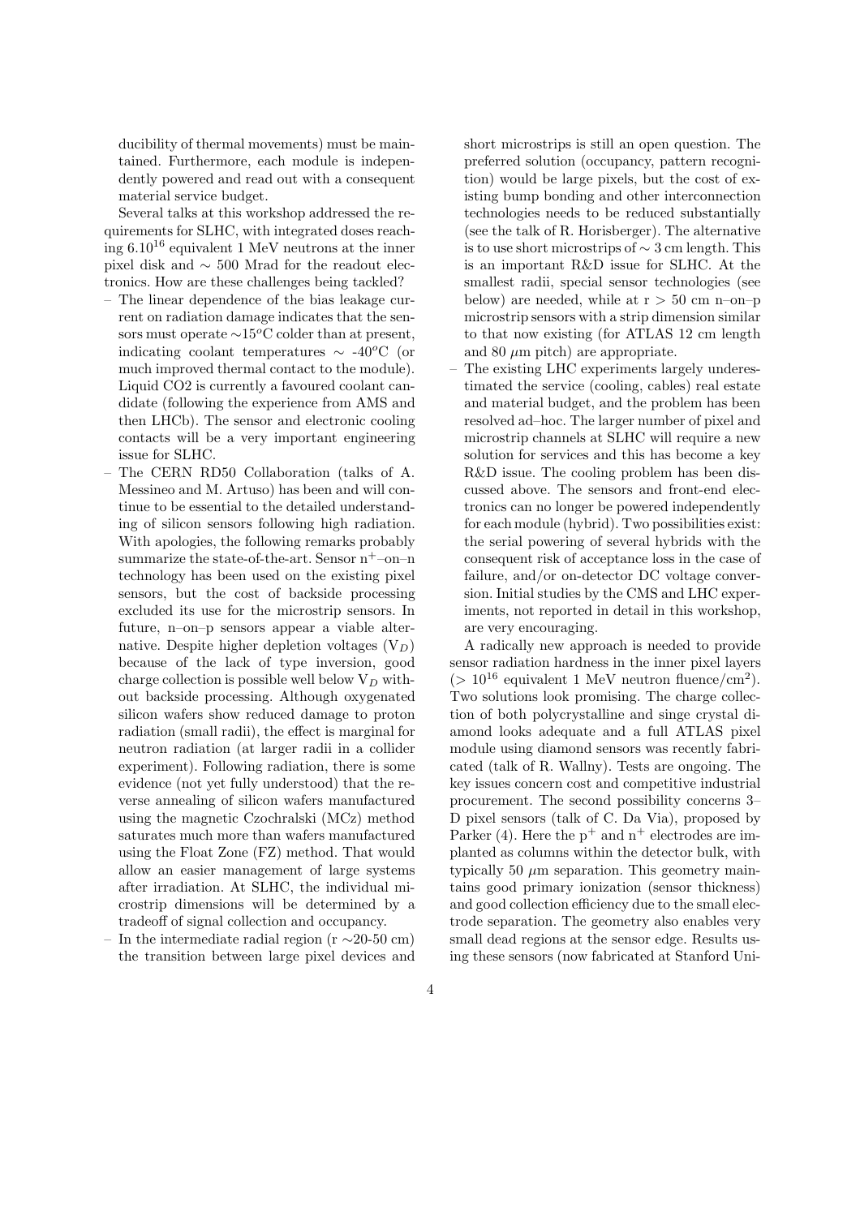ducibility of thermal movements) must be maintained. Furthermore, each module is independently powered and read out with a consequent material service budget.

Several talks at this workshop addressed the requirements for SLHC, with integrated doses reaching $6.10^{16}$ equivalent 1 MeV neutrons at the inner pixel disk and $\sim$ 500 Mrad for the readout electronics. How are these challenges being tackled?

– The linear dependence of the bias leakage current on radiation damage indicates that the sensors must operate $\sim 15^o$C colder than at present, indicating coolant temperatures $\sim$ -40$^o$C (or much improved thermal contact to the module). Liquid CO2 is currently a favoured coolant candidate (following the experience from AMS and then LHCb). The sensor and electronic cooling contacts will be a very important engineering issue for SLHC.

– The CERN RD50 Collaboration (talks of A. Messineo and M. Artuso) has been and will continue to be essential to the detailed understanding of silicon sensors following high radiation. With apologies, the following remarks probably summarize the state-of-the-art. Sensor $n^+$–on–n technology has been used on the existing pixel sensors, but the cost of backside processing excluded its use for the microstrip sensors. In future, n–on–p sensors appear a viable alternative. Despite higher depletion voltages ($V_D$) because of the lack of type inversion, good charge collection is possible well below $V_D$ without backside processing. Although oxygenated silicon wafers show reduced damage to proton radiation (small radii), the effect is marginal for neutron radiation (at larger radii in a collider experiment). Following radiation, there is some evidence (not yet fully understood) that the reverse annealing of silicon wafers manufactured using the magnetic Czochralski (MCz) method saturates much more than wafers manufactured using the Float Zone (FZ) method. That would allow an easier management of large systems after irradiation. At SLHC, the individual microstrip dimensions will be determined by a tradeoff of signal collection and occupancy.

– In the intermediate radial region (r $\sim$20-50 cm) the transition between large pixel devices and short microstrips is still an open question. The preferred solution (occupancy, pattern recognition) would be large pixels, but the cost of existing bump bonding and other interconnection technologies needs to be reduced substantially (see the talk of R. Horisberger). The alternative is to use short microstrips of $\sim$ 3 cm length. This is an important R&D issue for SLHC. At the smallest radii, special sensor technologies (see below) are needed, while at r $>$ 50 cm n–on–p microstrip sensors with a strip dimension similar to that now existing (for ATLAS 12 cm length and 80 $\mu$m pitch) are appropriate.

– The existing LHC experiments largely underestimated the service (cooling, cables) real estate and material budget, and the problem has been resolved ad–hoc. The larger number of pixel and microstrip channels at SLHC will require a new solution for services and this has become a key R&D issue. The cooling problem has been discussed above. The sensors and front-end electronics can no longer be powered independently for each module (hybrid). Two possibilities exist: the serial powering of several hybrids with the consequent risk of acceptance loss in the case of failure, and/or on-detector DC voltage conversion. Initial studies by the CMS and LHC experiments, not reported in detail in this workshop, are very encouraging.

A radically new approach is needed to provide sensor radiation hardness in the inner pixel layers ($> 10^{16}$ equivalent 1 MeV neutron fluence/cm$^2$). Two solutions look promising. The charge collection of both polycrystalline and singe crystal diamond looks adequate and a full ATLAS pixel module using diamond sensors was recently fabricated (talk of R. Wallny). Tests are ongoing. The key issues concern cost and competitive industrial procurement. The second possibility concerns 3–D pixel sensors (talk of C. Da Via), proposed by Parker (4). Here the $p^+$ and $n^+$ electrodes are implanted as columns within the detector bulk, with typically 50 $\mu$m separation. This geometry maintains good primary ionization (sensor thickness) and good collection efficiency due to the small electrode separation. The geometry also enables very small dead regions at the sensor edge. Results using these sensors (now fabricated at Stanford Uni-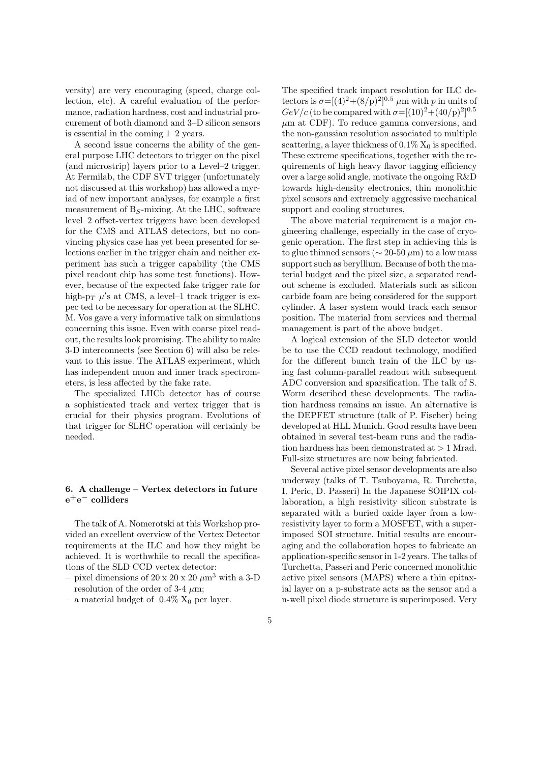versity) are very encouraging (speed, charge collection, etc). A careful evaluation of the performance, radiation hardness, cost and industrial procurement of both diamond and 3–D silicon sensors is essential in the coming 1–2 years.

A second issue concerns the ability of the general purpose LHC detectors to trigger on the pixel (and microstrip) layers prior to a Level–2 trigger. At Fermilab, the CDF SVT trigger (unfortunately not discussed at this workshop) has allowed a myriad of new important analyses, for example a first measurement of $B_S$-mixing. At the LHC, software level–2 offset-vertex triggers have been developed for the CMS and ATLAS detectors, but no convincing physics case has yet been presented for selections earlier in the trigger chain and neither experiment has such a trigger capability (the CMS pixel readout chip has some test functions). However, because of the expected fake trigger rate for high-$p_T$ $\mu'$s at CMS, a level–1 track trigger is expec ted to be necessary for operation at the SLHC. M. Vos gave a very informative talk on simulations concerning this issue. Even with coarse pixel readout, the results look promising. The ability to make 3-D interconnects (see Section 6) will also be relevant to this issue. The ATLAS experiment, which has independent muon and inner track spectrometers, is less affected by the fake rate.

The specialized LHCb detector has of course a sophisticated track and vertex trigger that is crucial for their physics program. Evolutions of that trigger for SLHC operation will certainly be needed.

## 6. A challenge – Vertex detectors in future $e^+e^-$ colliders

The talk of A. Nomerotski at this Workshop provided an excellent overview of the Vertex Detector requirements at the ILC and how they might be achieved. It is worthwhile to recall the specifications of the SLD CCD vertex detector:

- pixel dimensions of 20 x 20 x 20 $\mu$m$^3$ with a 3-D resolution of the order of 3-4 $\mu$m;
- a material budget of 0.4% $X_0$ per layer.

The specified track impact resolution for ILC detectors is $\sigma=[(4)^2+(8/\mathrm{p})^2]^{0.5}$ $\mu$m with $p$ in units of $GeV/c$ (to be compared with $\sigma=[(10)^2+(40/\mathrm{p})^2]^{0.5}$ $\mu$m at CDF). To reduce gamma conversions, and the non-gaussian resolution associated to multiple scattering, a layer thickness of 0.1% $X_0$ is specified. These extreme specifications, together with the requirements of high heavy flavor tagging efficiency over a large solid angle, motivate the ongoing R&D towards high-density electronics, thin monolithic pixel sensors and extremely aggressive mechanical support and cooling structures.

The above material requirement is a major engineering challenge, especially in the case of cryogenic operation. The first step in achieving this is to glue thinned sensors ($\sim$ 20-50 $\mu$m) to a low mass support such as beryllium. Because of both the material budget and the pixel size, a separated readout scheme is excluded. Materials such as silicon carbide foam are being considered for the support cylinder. A laser system would track each sensor position. The material from services and thermal management is part of the above budget.

A logical extension of the SLD detector would be to use the CCD readout technology, modified for the different bunch train of the ILC by using fast column-parallel readout with subsequent ADC conversion and sparsification. The talk of S. Worm described these developments. The radiation hardness remains an issue. An alternative is the DEPFET structure (talk of P. Fischer) being developed at HLL Munich. Good results have been obtained in several test-beam runs and the radiation hardness has been demonstrated at $>1$ Mrad. Full-size structures are now being fabricated.

Several active pixel sensor developments are also underway (talks of T. Tsuboyama, R. Turchetta, I. Peric, D. Passeri) In the Japanese SOIPIX collaboration, a high resistivity silicon substrate is separated with a buried oxide layer from a low-resistivity layer to form a MOSFET, with a superimposed SOI structure. Initial results are encouraging and the collaboration hopes to fabricate an application-specific sensor in 1-2 years. The talks of Turchetta, Passeri and Peric concerned monolithic active pixel sensors (MAPS) where a thin epitaxial layer on a p-substrate acts as the sensor and a n-well pixel diode structure is superimposed. Very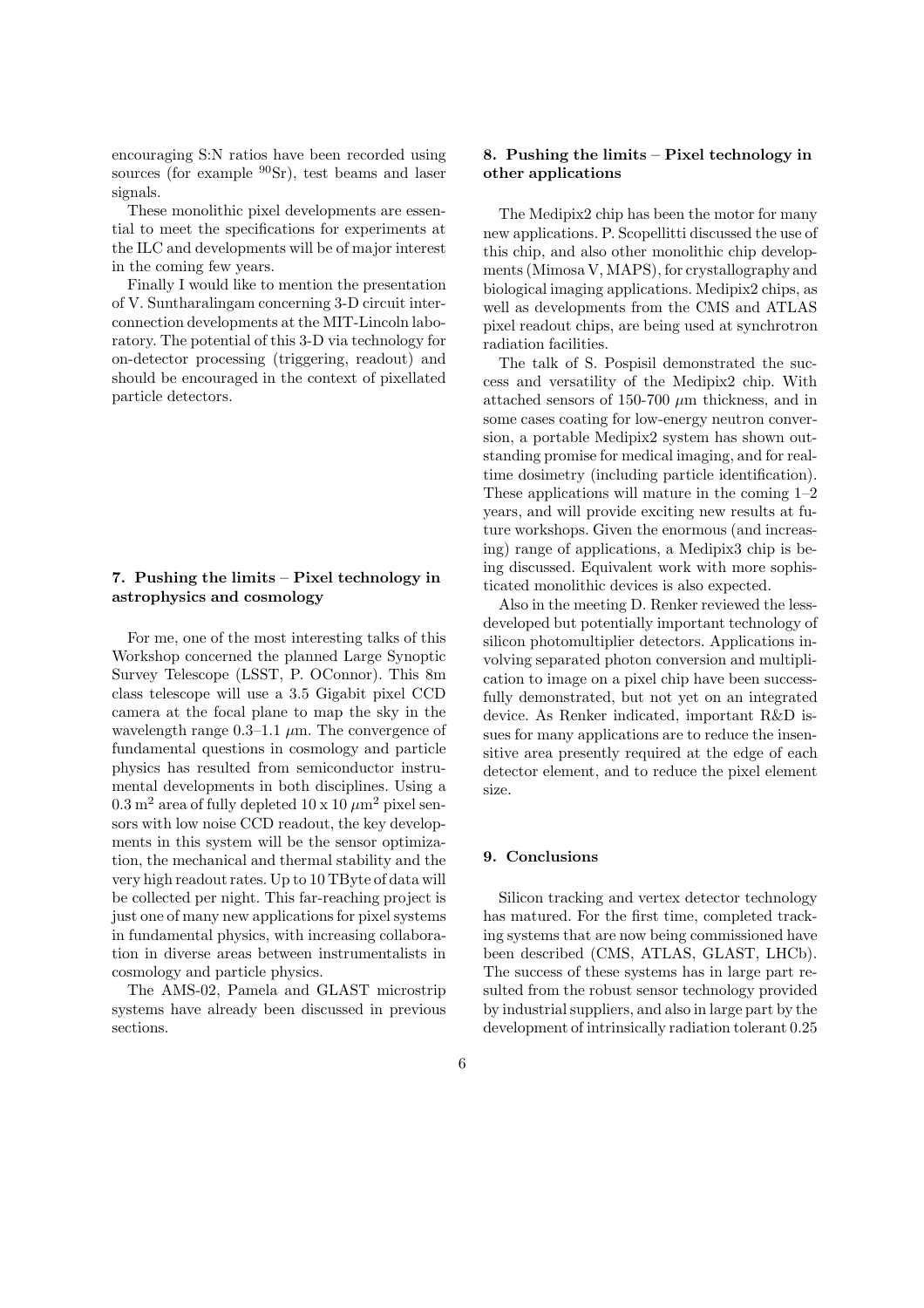encouraging S:N ratios have been recorded using sources (for example $^{90}$Sr), test beams and laser signals.

These monolithic pixel developments are essential to meet the specifications for experiments at the ILC and developments will be of major interest in the coming few years.

Finally I would like to mention the presentation of V. Suntharalingam concerning 3-D circuit interconnection developments at the MIT-Lincoln laboratory. The potential of this 3-D via technology for on-detector processing (triggering, readout) and should be encouraged in the context of pixellated particle detectors.

## 7. Pushing the limits – Pixel technology in astrophysics and cosmology

For me, one of the most interesting talks of this Workshop concerned the planned Large Synoptic Survey Telescope (LSST, P. OConnor). This 8m class telescope will use a 3.5 Gigabit pixel CCD camera at the focal plane to map the sky in the wavelength range 0.3–1.1 $\mu$m. The convergence of fundamental questions in cosmology and particle physics has resulted from semiconductor instrumental developments in both disciplines. Using a 0.3 m$^2$ area of fully depleted 10 x 10 $\mu$m$^2$ pixel sensors with low noise CCD readout, the key developments in this system will be the sensor optimization, the mechanical and thermal stability and the very high readout rates. Up to 10 TByte of data will be collected per night. This far-reaching project is just one of many new applications for pixel systems in fundamental physics, with increasing collaboration in diverse areas between instrumentalists in cosmology and particle physics.

The AMS-02, Pamela and GLAST microstrip systems have already been discussed in previous sections.

## 8. Pushing the limits – Pixel technology in other applications

The Medipix2 chip has been the motor for many new applications. P. Scopellitti discussed the use of this chip, and also other monolithic chip developments (Mimosa V, MAPS), for crystallography and biological imaging applications. Medipix2 chips, as well as developments from the CMS and ATLAS pixel readout chips, are being used at synchrotron radiation facilities.

The talk of S. Pospisil demonstrated the success and versatility of the Medipix2 chip. With attached sensors of 150-700 $\mu$m thickness, and in some cases coating for low-energy neutron conversion, a portable Medipix2 system has shown outstanding promise for medical imaging, and for real-time dosimetry (including particle identification). These applications will mature in the coming 1–2 years, and will provide exciting new results at future workshops. Given the enormous (and increasing) range of applications, a Medipix3 chip is being discussed. Equivalent work with more sophisticated monolithic devices is also expected.

Also in the meeting D. Renker reviewed the less-developed but potentially important technology of silicon photomultiplier detectors. Applications involving separated photon conversion and multiplication to image on a pixel chip have been successfully demonstrated, but not yet on an integrated device. As Renker indicated, important R&D issues for many applications are to reduce the insensitive area presently required at the edge of each detector element, and to reduce the pixel element size.

## 9. Conclusions

Silicon tracking and vertex detector technology has matured. For the first time, completed tracking systems that are now being commissioned have been described (CMS, ATLAS, GLAST, LHCb). The success of these systems has in large part resulted from the robust sensor technology provided by industrial suppliers, and also in large part by the development of intrinsically radiation tolerant 0.25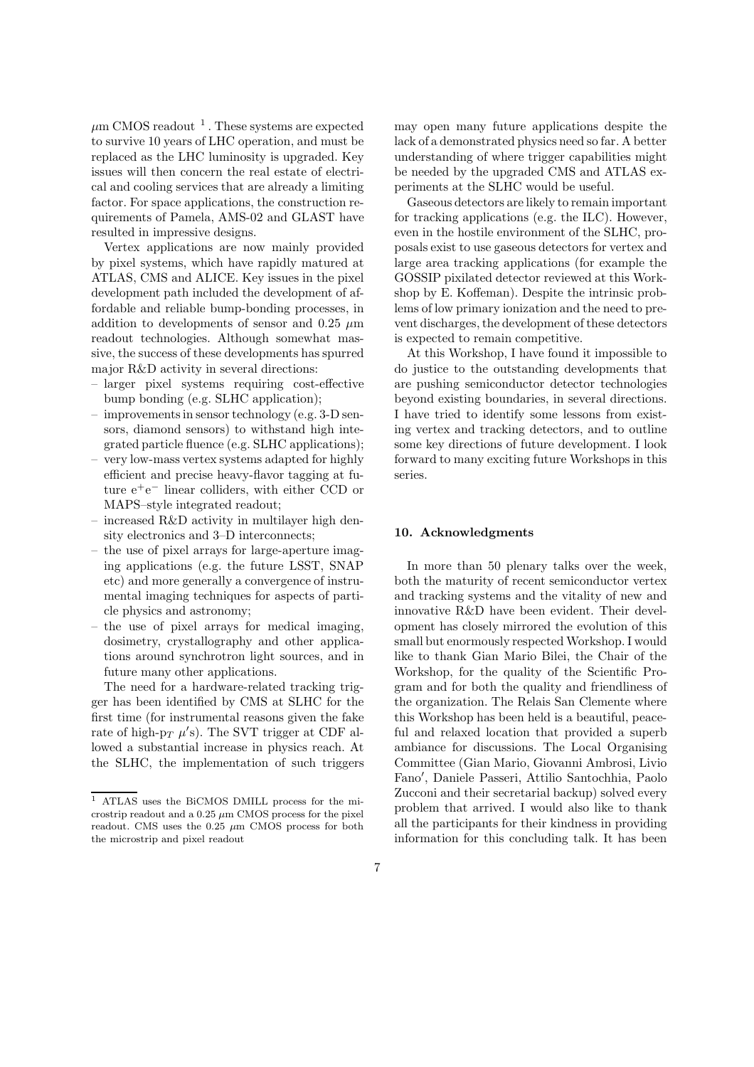$\mu$m CMOS readout [1]. These systems are expected to survive 10 years of LHC operation, and must be replaced as the LHC luminosity is upgraded. Key issues will then concern the real estate of electrical and cooling services that are already a limiting factor. For space applications, the construction requirements of Pamela, AMS-02 and GLAST have resulted in impressive designs.

Vertex applications are now mainly provided by pixel systems, which have rapidly matured at ATLAS, CMS and ALICE. Key issues in the pixel development path included the development of affordable and reliable bump-bonding processes, in addition to developments of sensor and 0.25 $\mu$m readout technologies. Although somewhat massive, the success of these developments has spurred major R&D activity in several directions:

- larger pixel systems requiring cost-effective bump bonding (e.g. SLHC application);
- improvements in sensor technology (e.g. 3-D sensors, diamond sensors) to withstand high integrated particle fluence (e.g. SLHC applications);
- very low-mass vertex systems adapted for highly efficient and precise heavy-flavor tagging at future $e^+e^-$ linear colliders, with either CCD or MAPS–style integrated readout;
- increased R&D activity in multilayer high density electronics and 3–D interconnects;
- the use of pixel arrays for large-aperture imaging applications (e.g. the future LSST, SNAP etc) and more generally a convergence of instrumental imaging techniques for aspects of particle physics and astronomy;
- the use of pixel arrays for medical imaging, dosimetry, crystallography and other applications around synchrotron light sources, and in future many other applications.

The need for a hardware-related tracking trigger has been identified by CMS at SLHC for the first time (for instrumental reasons given the fake rate of high-$p_T$ $\mu'$s). The SVT trigger at CDF allowed a substantial increase in physics reach. At the SLHC, the implementation of such triggers may open many future applications despite the lack of a demonstrated physics need so far. A better understanding of where trigger capabilities might be needed by the upgraded CMS and ATLAS experiments at the SLHC would be useful.

Gaseous detectors are likely to remain important for tracking applications (e.g. the ILC). However, even in the hostile environment of the SLHC, proposals exist to use gaseous detectors for vertex and large area tracking applications (for example the GOSSIP pixilated detector reviewed at this Workshop by E. Koffeman). Despite the intrinsic problems of low primary ionization and the need to prevent discharges, the development of these detectors is expected to remain competitive.

At this Workshop, I have found it impossible to do justice to the outstanding developments that are pushing semiconductor detector technologies beyond existing boundaries, in several directions. I have tried to identify some lessons from existing vertex and tracking detectors, and to outline some key directions of future development. I look forward to many exciting future Workshops in this series.

## 10. Acknowledgments

In more than 50 plenary talks over the week, both the maturity of recent semiconductor vertex and tracking systems and the vitality of new and innovative R&D have been evident. Their development has closely mirrored the evolution of this small but enormously respected Workshop. I would like to thank Gian Mario Bilei, the Chair of the Workshop, for the quality of the Scientific Program and for both the quality and friendliness of the organization. The Relais San Clemente where this Workshop has been held is a beautiful, peaceful and relaxed location that provided a superb ambiance for discussions. The Local Organising Committee (Gian Mario, Giovanni Ambrosi, Livio Fano′, Daniele Passeri, Attilio Santochhia, Paolo Zucconi and their secretarial backup) solved every problem that arrived. I would also like to thank all the participants for their kindness in providing information for this concluding talk. It has been

[1] ATLAS uses the BiCMOS DMILL process for the microstrip readout and a 0.25 $\mu$m CMOS process for the pixel readout. CMS uses the 0.25 $\mu$m CMOS process for both the microstrip and pixel readout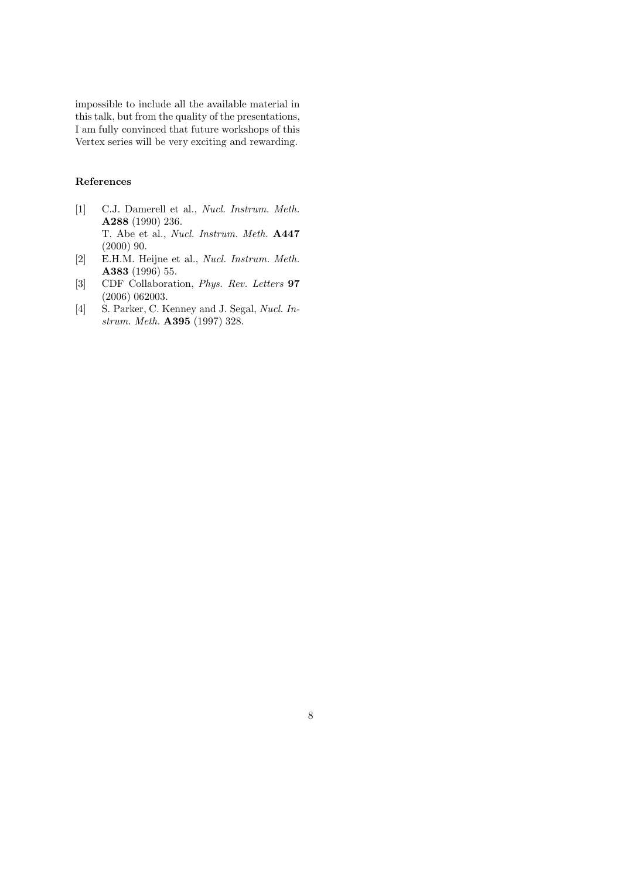impossible to include all the available material in this talk, but from the quality of the presentations, I am fully convinced that future workshops of this Vertex series will be very exciting and rewarding.

### References

[1] C.J. Damerell et al., *Nucl. Instrum. Meth.* **A288** (1990) 236.
T. Abe et al., *Nucl. Instrum. Meth.* **A447** (2000) 90.

[2] E.H.M. Heijne et al., *Nucl. Instrum. Meth.* **A383** (1996) 55.

[3] CDF Collaboration, *Phys. Rev. Letters* **97** (2006) 062003.

[4] S. Parker, C. Kenney and J. Segal, *Nucl. Instrum. Meth.* **A395** (1997) 328.